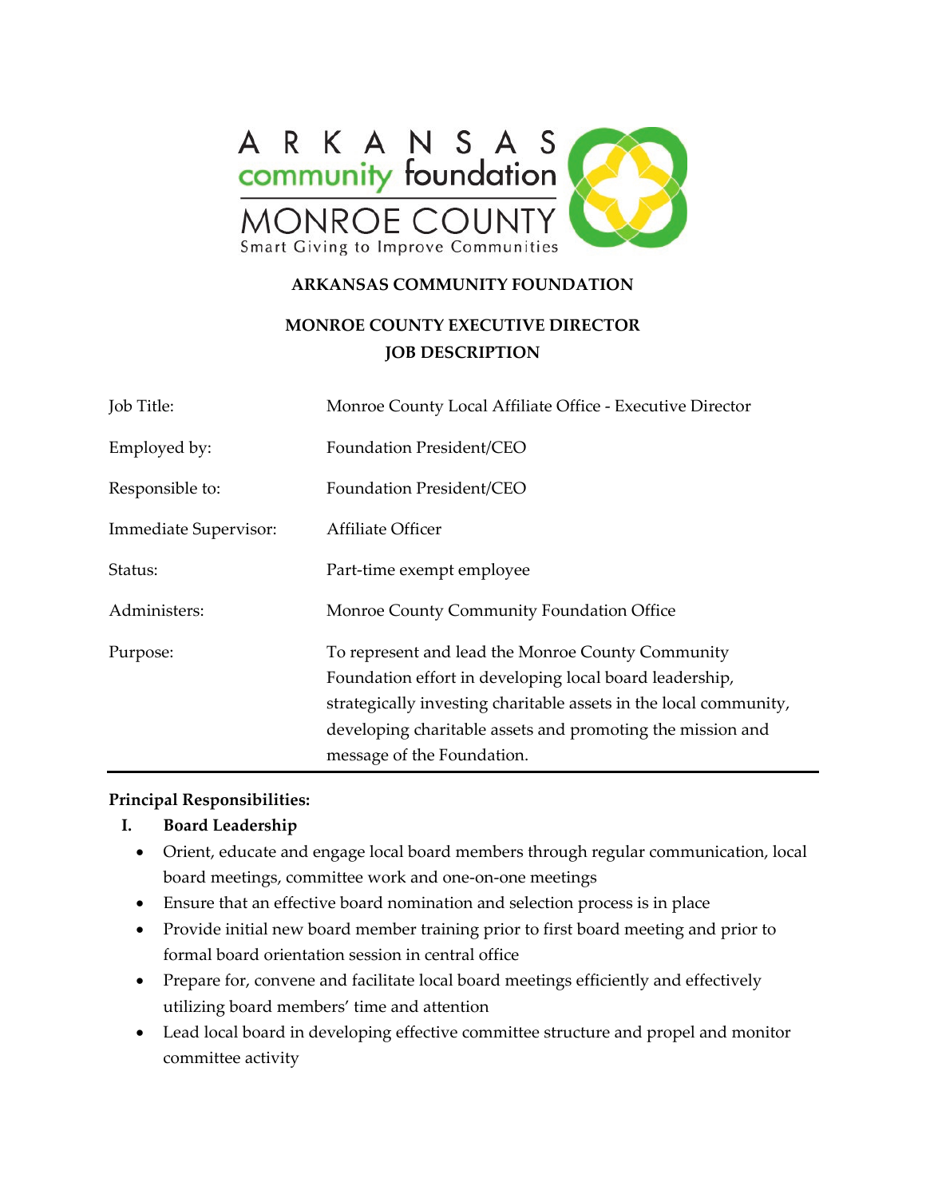ARKANSAS community foundation
MONROE COUNTY
Smart Giving to Improve Communities

**ARKANSAS COMMUNITY FOUNDATION**

**MONROE COUNTY EXECUTIVE DIRECTOR**
**JOB DESCRIPTION**

| | |
|---|---|
| Job Title: | Monroe County Local Affiliate Office - Executive Director |
| Employed by: | Foundation President/CEO |
| Responsible to: | Foundation President/CEO |
| Immediate Supervisor: | Affiliate Officer |
| Status: | Part-time exempt employee |
| Administers: | Monroe County Community Foundation Office |
| Purpose: | To represent and lead the Monroe County Community Foundation effort in developing local board leadership, strategically investing charitable assets in the local community, developing charitable assets and promoting the mission and message of the Foundation. |

---

**Principal Responsibilities:**

**I. Board Leadership**

- Orient, educate and engage local board members through regular communication, local board meetings, committee work and one-on-one meetings
- Ensure that an effective board nomination and selection process is in place
- Provide initial new board member training prior to first board meeting and prior to formal board orientation session in central office
- Prepare for, convene and facilitate local board meetings efficiently and effectively utilizing board members' time and attention
- Lead local board in developing effective committee structure and propel and monitor committee activity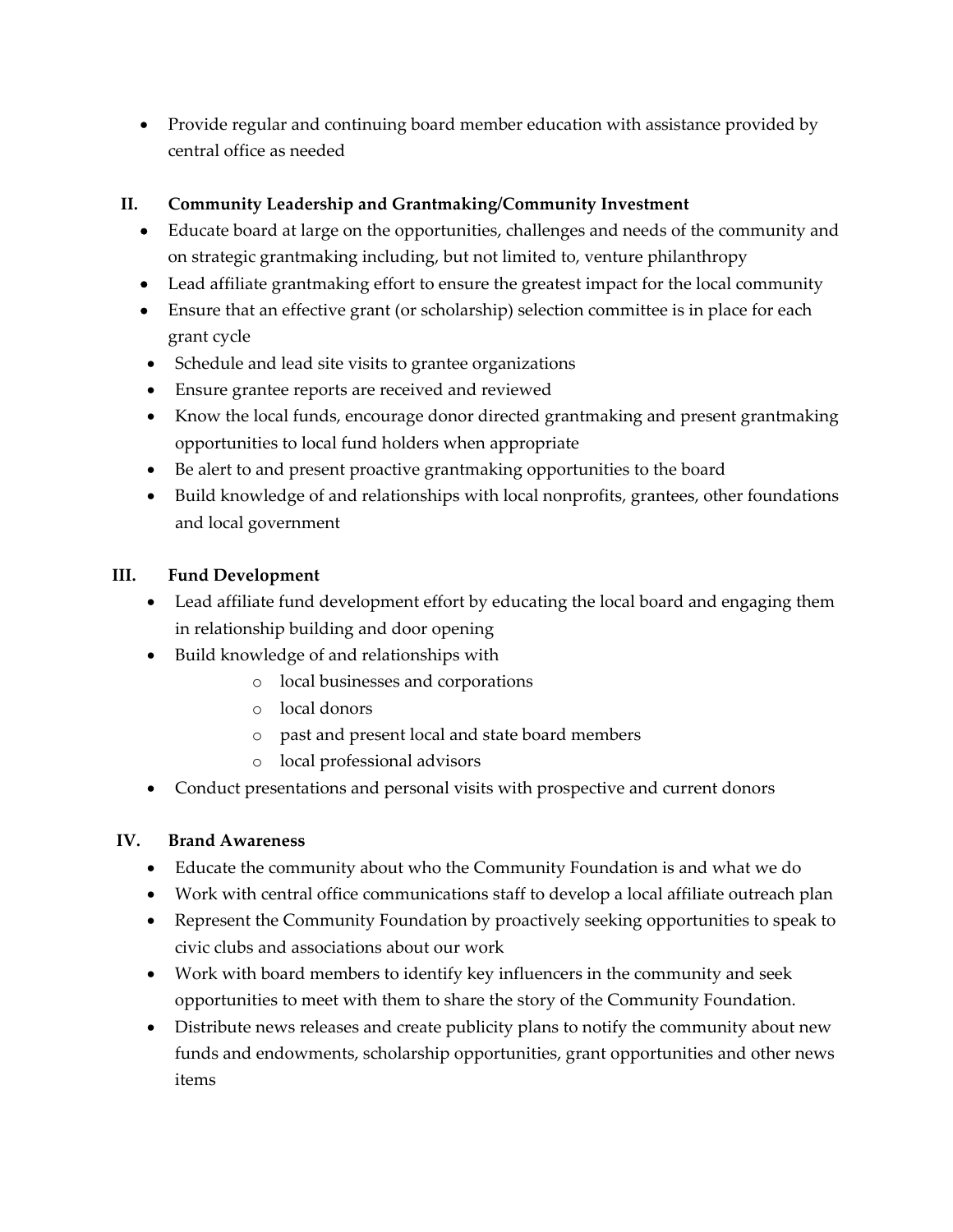- Provide regular and continuing board member education with assistance provided by central office as needed

## II. Community Leadership and Grantmaking/Community Investment

- Educate board at large on the opportunities, challenges and needs of the community and on strategic grantmaking including, but not limited to, venture philanthropy
- Lead affiliate grantmaking effort to ensure the greatest impact for the local community
- Ensure that an effective grant (or scholarship) selection committee is in place for each grant cycle
- Schedule and lead site visits to grantee organizations
- Ensure grantee reports are received and reviewed
- Know the local funds, encourage donor directed grantmaking and present grantmaking opportunities to local fund holders when appropriate
- Be alert to and present proactive grantmaking opportunities to the board
- Build knowledge of and relationships with local nonprofits, grantees, other foundations and local government

## III. Fund Development

- Lead affiliate fund development effort by educating the local board and engaging them in relationship building and door opening
- Build knowledge of and relationships with
  - local businesses and corporations
  - local donors
  - past and present local and state board members
  - local professional advisors
- Conduct presentations and personal visits with prospective and current donors

## IV. Brand Awareness

- Educate the community about who the Community Foundation is and what we do
- Work with central office communications staff to develop a local affiliate outreach plan
- Represent the Community Foundation by proactively seeking opportunities to speak to civic clubs and associations about our work
- Work with board members to identify key influencers in the community and seek opportunities to meet with them to share the story of the Community Foundation.
- Distribute news releases and create publicity plans to notify the community about new funds and endowments, scholarship opportunities, grant opportunities and other news items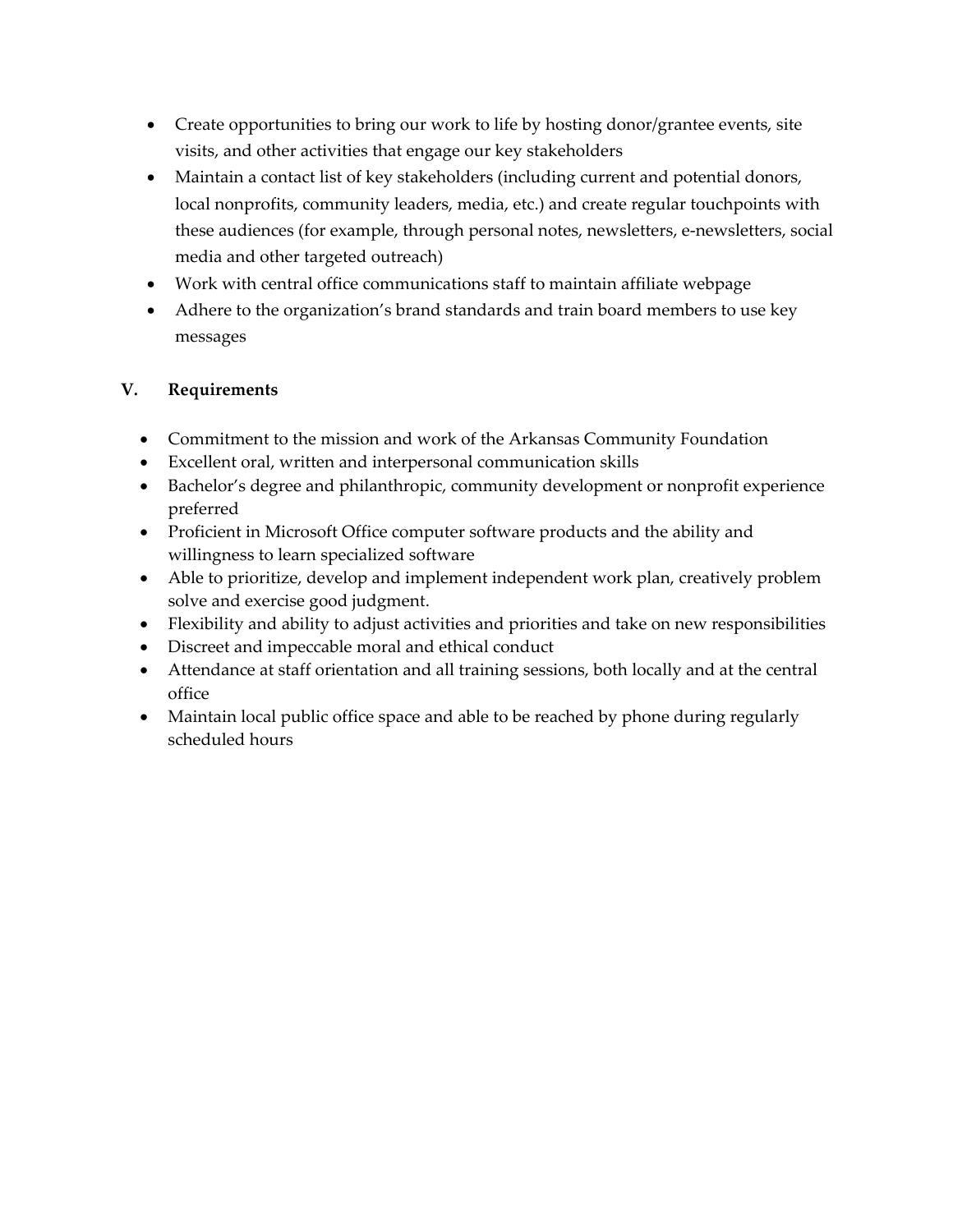- Create opportunities to bring our work to life by hosting donor/grantee events, site visits, and other activities that engage our key stakeholders
- Maintain a contact list of key stakeholders (including current and potential donors, local nonprofits, community leaders, media, etc.) and create regular touchpoints with these audiences (for example, through personal notes, newsletters, e-newsletters, social media and other targeted outreach)
- Work with central office communications staff to maintain affiliate webpage
- Adhere to the organization's brand standards and train board members to use key messages

## V. Requirements

- Commitment to the mission and work of the Arkansas Community Foundation
- Excellent oral, written and interpersonal communication skills
- Bachelor's degree and philanthropic, community development or nonprofit experience preferred
- Proficient in Microsoft Office computer software products and the ability and willingness to learn specialized software
- Able to prioritize, develop and implement independent work plan, creatively problem solve and exercise good judgment.
- Flexibility and ability to adjust activities and priorities and take on new responsibilities
- Discreet and impeccable moral and ethical conduct
- Attendance at staff orientation and all training sessions, both locally and at the central office
- Maintain local public office space and able to be reached by phone during regularly scheduled hours